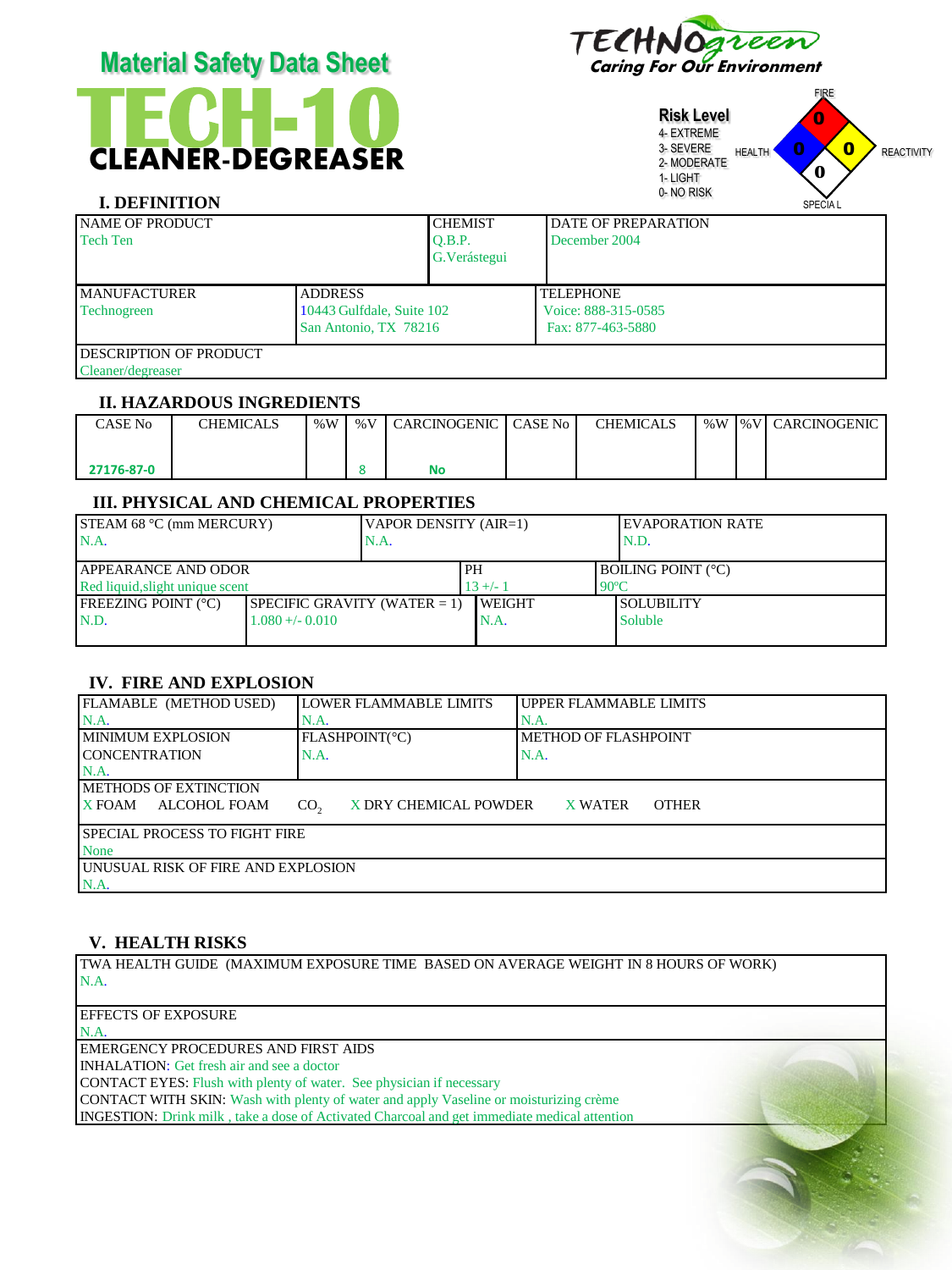# Material Safety Data Sheet

# TECH-10

## CLEANER-DEGREASER

TECHNOgreen
*Caring For Our Environment*

**Risk Level**
4- EXTREME
3- SEVERE
2- MODERATE
1- LIGHT
0- NO RISK

FIRE: 0
HEALTH: 0
REACTIVITY: 0
SPECIAL: 0

### I. DEFINITION

| NAME OF PRODUCT | CHEMIST | DATE OF PREPARATION |
|---|---|---|
| Tech Ten | Q.B.P. G.Verástegui | December 2004 |

| MANUFACTURER | ADDRESS | TELEPHONE |
|---|---|---|
| Technogreen | 10443 Gulfdale, Suite 102 San Antonio, TX 78216 | Voice: 888-315-0585 Fax: 877-463-5880 |

| DESCRIPTION OF PRODUCT |
|---|
| Cleaner/degreaser |

### II. HAZARDOUS INGREDIENTS

| CASE No | CHEMICALS | %W | %V | CARCINOGENIC | CASE No | CHEMICALS | %W | %V | CARCINOGENIC |
|---|---|---|---|---|---|---|---|---|---|
| 27176-87-0 | | | 8 | No | | | | | |

### III. PHYSICAL AND CHEMICAL PROPERTIES

| STEAM 68 °C (mm MERCURY) | VAPOR DENSITY (AIR=1) | EVAPORATION RATE |
|---|---|---|
| N.A. | N.A. | N.D. |

| APPEARANCE AND ODOR | PH | BOILING POINT (°C) |
|---|---|---|
| Red liquid,slight unique scent | 13 +/- 1 | 90ºC |

| FREEZING POINT (°C) | SPECIFIC GRAVITY (WATER = 1) | WEIGHT | SOLUBILITY |
|---|---|---|---|
| N.D. | 1.080 +/- 0.010 | N.A. | Soluble |

### IV. FIRE AND EXPLOSION

| FLAMABLE (METHOD USED) | LOWER FLAMMABLE LIMITS | UPPER FLAMMABLE LIMITS |
|---|---|---|
| N.A. | N.A. | N.A. |
| MINIMUM EXPLOSION CONCENTRATION | FLASHPOINT(°C) | METHOD OF FLASHPOINT |
| N.A. | N.A. | N.A. |

METHODS OF EXTINCTION
X FOAM  ALCOHOL FOAM  $CO_2$  X DRY CHEMICAL POWDER  X WATER  OTHER

SPECIAL PROCESS TO FIGHT FIRE
None

UNUSUAL RISK OF FIRE AND EXPLOSION
N.A.

### V. HEALTH RISKS

TWA HEALTH GUIDE (MAXIMUM EXPOSURE TIME BASED ON AVERAGE WEIGHT IN 8 HOURS OF WORK)
N.A.

EFFECTS OF EXPOSURE
N.A.

EMERGENCY PROCEDURES AND FIRST AIDS
INHALATION: Get fresh air and see a doctor
CONTACT EYES: Flush with plenty of water. See physician if necessary
CONTACT WITH SKIN: Wash with plenty of water and apply Vaseline or moisturizing crème
INGESTION: Drink milk , take a dose of Activated Charcoal and get immediate medical attention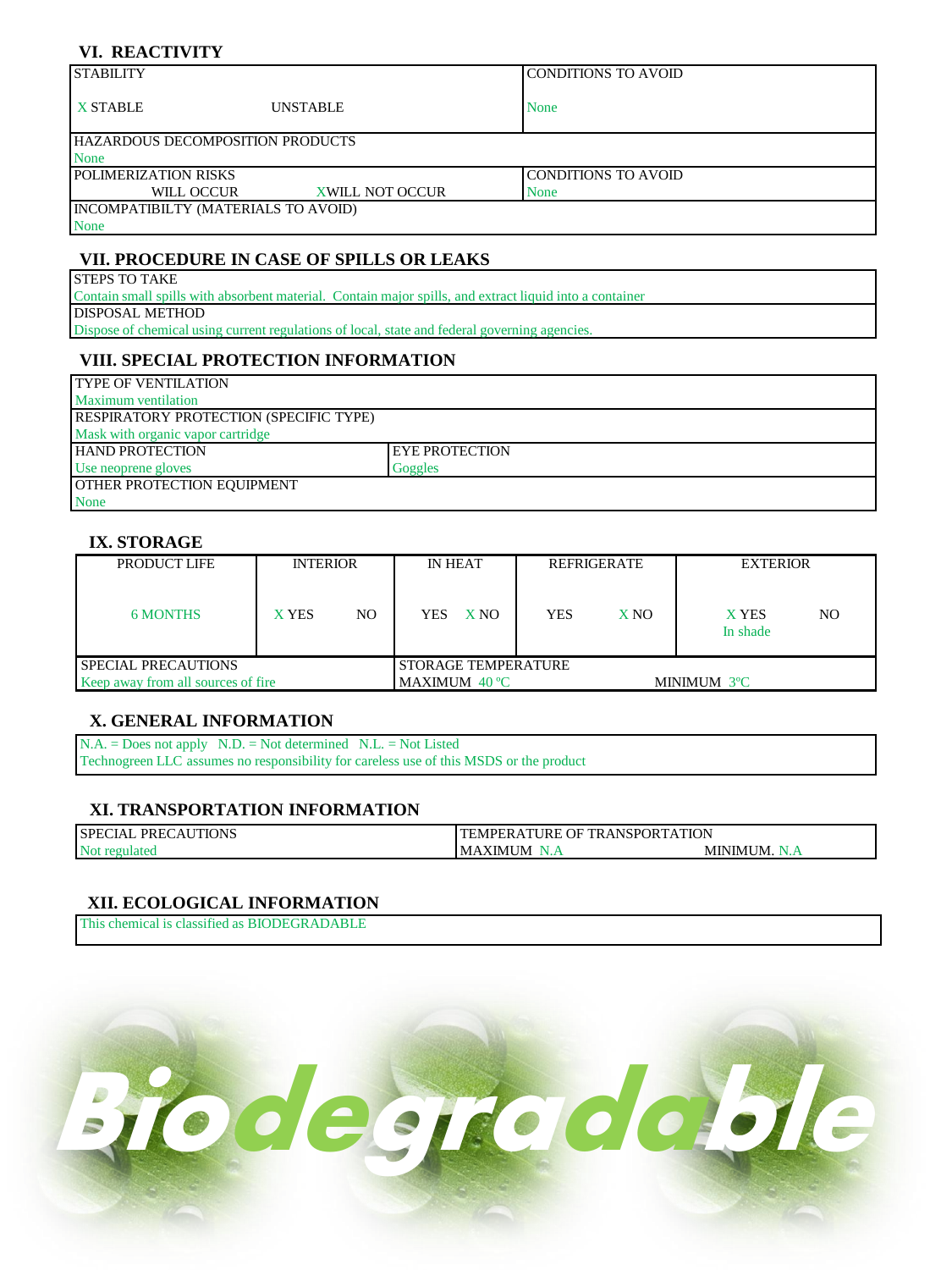## VI. REACTIVITY

| STABILITY | | CONDITIONS TO AVOID |
|---|---|---|
| X STABLE | UNSTABLE | None |

| HAZARDOUS DECOMPOSITION PRODUCTS |
|---|
| None |

| POLIMERIZATION RISKS | | CONDITIONS TO AVOID |
|---|---|---|
| WILL OCCUR | XWILL NOT OCCUR | None |

| INCOMPATIBILTY (MATERIALS TO AVOID) |
|---|
| None |

## VII. PROCEDURE IN CASE OF SPILLS OR LEAKS

| STEPS TO TAKE |
|---|
| Contain small spills with absorbent material. Contain major spills, and extract liquid into a container |
| **DISPOSAL METHOD** |
| Dispose of chemical using current regulations of local, state and federal governing agencies. |

## VIII. SPECIAL PROTECTION INFORMATION

| TYPE OF VENTILATION | |
|---|---|
| Maximum ventilation | |
| RESPIRATORY PROTECTION (SPECIFIC TYPE) | |
| Mask with organic vapor cartridge | |
| HAND PROTECTION | EYE PROTECTION |
| Use neoprene gloves | Goggles |
| OTHER PROTECTION EQUIPMENT | |
| None | |

## IX. STORAGE

| PRODUCT LIFE | INTERIOR | | IN HEAT | | REFRIGERATE | | EXTERIOR | |
|---|---|---|---|---|---|---|---|---|
| 6 MONTHS | X YES | NO | YES | X NO | YES | X NO | X YES In shade | NO |

| SPECIAL PRECAUTIONS | STORAGE TEMPERATURE | |
|---|---|---|
| Keep away from all sources of fire | MAXIMUM 40 ºC | MINIMUM 3ºC |

## X. GENERAL INFORMATION

N.A. = Does not apply N.D. = Not determined N.L. = Not Listed
Technogreen LLC assumes no responsibility for careless use of this MSDS or the product

## XI. TRANSPORTATION INFORMATION

| SPECIAL PRECAUTIONS | TEMPERATURE OF TRANSPORTATION | |
|---|---|---|
| Not regulated | MAXIMUM N.A | MINIMUM. N.A |

## XII. ECOLOGICAL INFORMATION

This chemical is classified as BIODEGRADABLE

Biodegradable